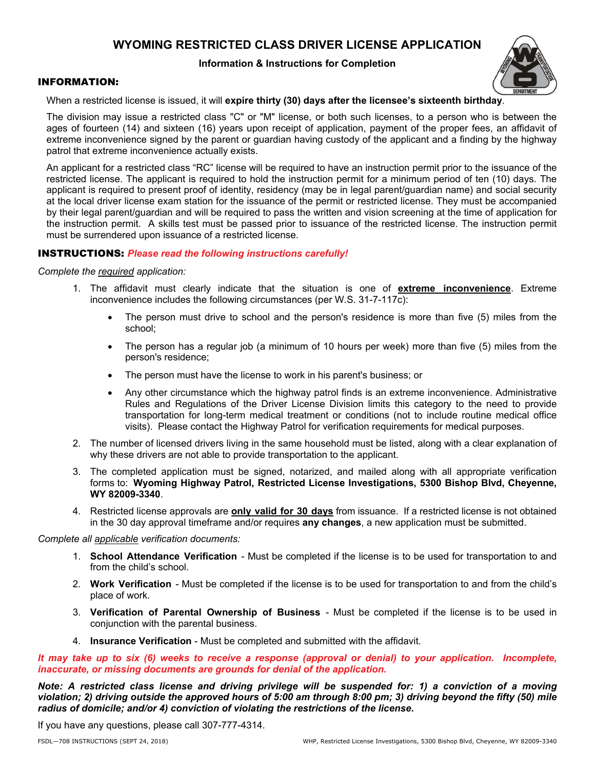# WYOMING RESTRICTED CLASS DRIVER LICENSE APPLICATION

### Information & Instructions for Completion

## INFORMATION:

When a restricted license is issued, it will **expire thirty (30) days after the licensee's sixteenth birthday**.

The division may issue a restricted class "C" or "M" license, or both such licenses, to a person who is between the ages of fourteen (14) and sixteen (16) years upon receipt of application, payment of the proper fees, an affidavit of extreme inconvenience signed by the parent or guardian having custody of the applicant and a finding by the highway patrol that extreme inconvenience actually exists.

An applicant for a restricted class "RC" license will be required to have an instruction permit prior to the issuance of the restricted license. The applicant is required to hold the instruction permit for a minimum period of ten (10) days. The applicant is required to present proof of identity, residency (may be in legal parent/guardian name) and social security at the local driver license exam station for the issuance of the permit or restricted license. They must be accompanied by their legal parent/guardian and will be required to pass the written and vision screening at the time of application for the instruction permit. A skills test must be passed prior to issuance of the restricted license. The instruction permit must be surrendered upon issuance of a restricted license.

## INSTRUCTIONS: *Please read the following instructions carefully!*

*Complete the required application:*

1. The affidavit must clearly indicate that the situation is one of **extreme inconvenience**. Extreme inconvenience includes the following circumstances (per W.S. 31-7-117c):
   - The person must drive to school and the person's residence is more than five (5) miles from the school;
   - The person has a regular job (a minimum of 10 hours per week) more than five (5) miles from the person's residence;
   - The person must have the license to work in his parent's business; or
   - Any other circumstance which the highway patrol finds is an extreme inconvenience. Administrative Rules and Regulations of the Driver License Division limits this category to the need to provide transportation for long-term medical treatment or conditions (not to include routine medical office visits). Please contact the Highway Patrol for verification requirements for medical purposes.
2. The number of licensed drivers living in the same household must be listed, along with a clear explanation of why these drivers are not able to provide transportation to the applicant.
3. The completed application must be signed, notarized, and mailed along with all appropriate verification forms to: **Wyoming Highway Patrol, Restricted License Investigations, 5300 Bishop Blvd, Cheyenne, WY 82009-3340**.
4. Restricted license approvals are **only valid for 30 days** from issuance. If a restricted license is not obtained in the 30 day approval timeframe and/or requires **any changes**, a new application must be submitted.

*Complete all applicable verification documents:*

1. **School Attendance Verification** - Must be completed if the license is to be used for transportation to and from the child's school.
2. **Work Verification** - Must be completed if the license is to be used for transportation to and from the child's place of work.
3. **Verification of Parental Ownership of Business** - Must be completed if the license is to be used in conjunction with the parental business.
4. **Insurance Verification** - Must be completed and submitted with the affidavit.

***It may take up to six (6) weeks to receive a response (approval or denial) to your application. Incomplete, inaccurate, or missing documents are grounds for denial of the application.***

***Note: A restricted class license and driving privilege will be suspended for: 1) a conviction of a moving violation; 2) driving outside the approved hours of 5:00 am through 8:00 pm; 3) driving beyond the fifty (50) mile radius of domicile; and/or 4) conviction of violating the restrictions of the license.***

If you have any questions, please call 307-777-4314.

FSDL—708 INSTRUCTIONS (SEPT 24, 2018)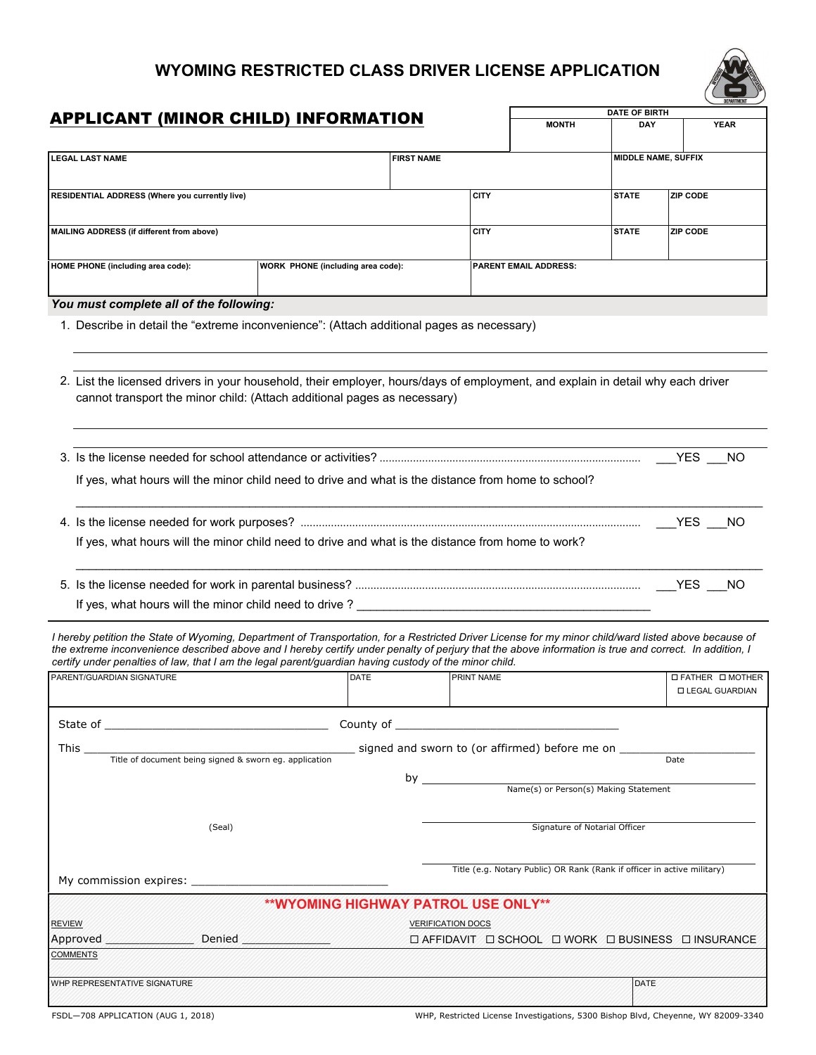# WYOMING RESTRICTED CLASS DRIVER LICENSE APPLICATION

## APPLICANT (MINOR CHILD) INFORMATION

| DATE OF BIRTH | | |
|---|---|---|
| MONTH | DAY | YEAR |
| | | |

| LEGAL LAST NAME | FIRST NAME | | MIDDLE NAME, SUFFIX | |
|---|---|---|---|---|
| RESIDENTIAL ADDRESS (Where you currently live) | | CITY | STATE | ZIP CODE |
| MAILING ADDRESS (if different from above) | | CITY | STATE | ZIP CODE |
| HOME PHONE (including area code): | WORK PHONE (including area code): | PARENT EMAIL ADDRESS: | | |

***You must complete all of the following:***

1. Describe in detail the "extreme inconvenience": (Attach additional pages as necessary)

   ______________________________________________

   ______________________________________________

2. List the licensed drivers in your household, their employer, hours/days of employment, and explain in detail why each driver cannot transport the minor child: (Attach additional pages as necessary)

   ______________________________________________

   ______________________________________________

3. Is the license needed for school attendance or activities? ........................ ___YES ___NO

   If yes, what hours will the minor child need to drive and what is the distance from home to school?

   ______________________________________________

4. Is the license needed for work purposes? ........................ ___YES ___NO

   If yes, what hours will the minor child need to drive and what is the distance from home to work?

   ______________________________________________

5. Is the license needed for work in parental business? ........................ ___YES ___NO

   If yes, what hours will the minor child need to drive ? ______________________________

*I hereby petition the State of Wyoming, Department of Transportation, for a Restricted Driver License for my minor child/ward listed above because of the extreme inconvenience described above and I hereby certify under penalty of perjury that the above information is true and correct. In addition, I certify under penalties of law, that I am the legal parent/guardian having custody of the minor child.*

| PARENT/GUARDIAN SIGNATURE | DATE | PRINT NAME | ☐ FATHER ☐ MOTHER ☐ LEGAL GUARDIAN |
|---|---|---|---|
| | | | |

State of ______________________ County of ______________________

This ______________________ signed and sworn to (or affirmed) before me on ______________
Title of document being signed & sworn eg. application — Date

by ______________________
Name(s) or Person(s) Making Statement

(Seal)

______________________
Signature of Notarial Officer

______________________
Title (e.g. Notary Public) OR Rank (Rank if officer in active military)

My commission expires: ______________________

**WYOMING HIGHWAY PATROL USE ONLY**

| REVIEW | VERIFICATION DOCS |
|---|---|
| Approved __________ Denied __________ | ☐ AFFIDAVIT ☐ SCHOOL ☐ WORK ☐ BUSINESS ☐ INSURANCE |
| COMMENTS | |
| WHP REPRESENTATIVE SIGNATURE | DATE |

FSDL—708 APPLICATION (AUG 1, 2018) — WHP, Restricted License Investigations, 5300 Bishop Blvd, Cheyenne, WY 82009-3340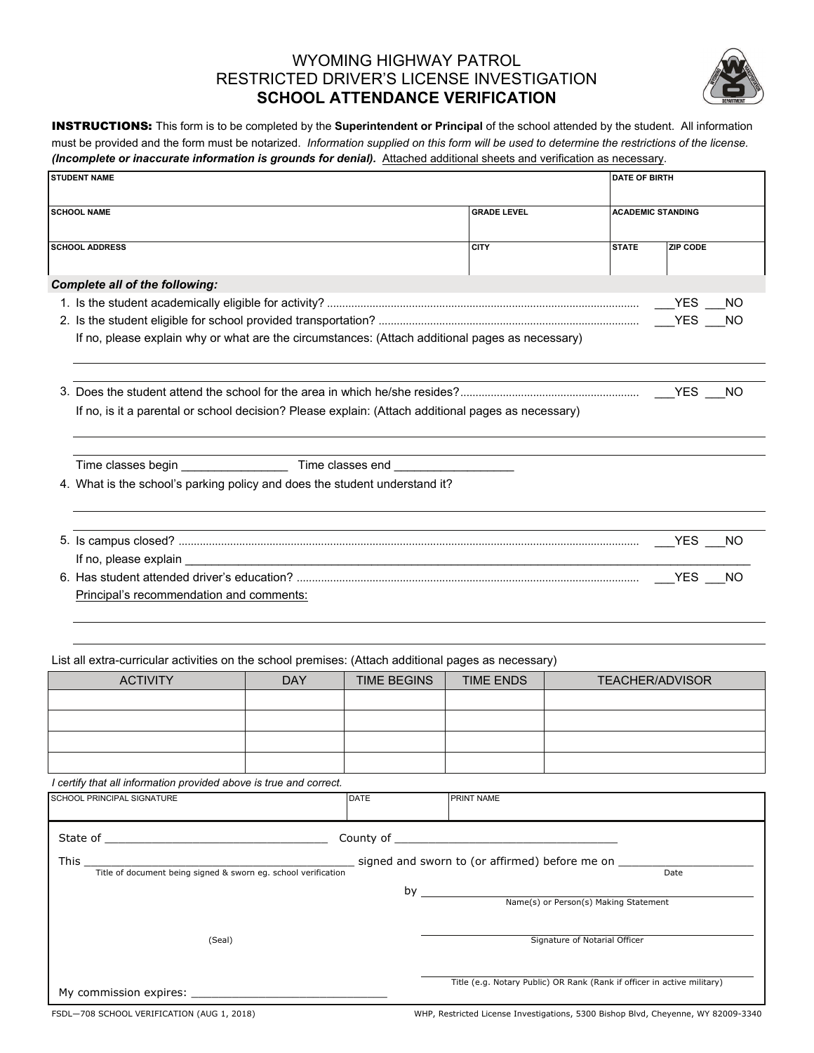# WYOMING HIGHWAY PATROL
# RESTRICTED DRIVER'S LICENSE INVESTIGATION
# **SCHOOL ATTENDANCE VERIFICATION**

**INSTRUCTIONS:** This form is to be completed by the **Superintendent or Principal** of the school attended by the student. All information must be provided and the form must be notarized. *Information supplied on this form will be used to determine the restrictions of the license.* ***(Incomplete or inaccurate information is grounds for denial).*** Attached additional sheets and verification as necessary.

| STUDENT NAME | | DATE OF BIRTH | |
|---|---|---|---|
| **SCHOOL NAME** | **GRADE LEVEL** | **ACADEMIC STANDING** | |
| **SCHOOL ADDRESS** | **CITY** | **STATE** | **ZIP CODE** |

***Complete all of the following:***

1. Is the student academically eligible for activity? ............................................. ___YES ___NO
2. Is the student eligible for school provided transportation? ............................................. ___YES ___NO
   If no, please explain why or what are the circumstances: (Attach additional pages as necessary)

   ______________________________________________________________________

3. Does the student attend the school for the area in which he/she resides? ............................................. ___YES ___NO
   If no, is it a parental or school decision? Please explain: (Attach additional pages as necessary)

   ______________________________________________________________________

   Time classes begin _______________ Time classes end _________________
4. What is the school's parking policy and does the student understand it?

   ______________________________________________________________________

5. Is campus closed? ............................................. ___YES ___NO
   If no, please explain ______________________________________________________________________
6. Has student attended driver's education? ............................................. ___YES ___NO
   Principal's recommendation and comments:

   ______________________________________________________________________

   ______________________________________________________________________

List all extra-curricular activities on the school premises: (Attach additional pages as necessary)

| ACTIVITY | DAY | TIME BEGINS | TIME ENDS | TEACHER/ADVISOR |
|---|---|---|---|---|
| | | | | |
| | | | | |
| | | | | |
| | | | | |

*I certify that all information provided above is true and correct.*

| SCHOOL PRINCIPAL SIGNATURE | DATE | PRINT NAME |
|---|---|---|
| | | |

State of ______________________________ County of ______________________________

This ______________________________________ signed and sworn to (or affirmed) before me on ____________________
Title of document being signed & sworn eg. school verification — Date

by ______________________________________
Name(s) or Person(s) Making Statement

(Seal)

______________________________________
Signature of Notarial Officer

______________________________________
Title (e.g. Notary Public) OR Rank (Rank if officer in active military)

My commission expires: ____________________________

FSDL—708 SCHOOL VERIFICATION (AUG 1, 2018) — WHP, Restricted License Investigations, 5300 Bishop Blvd, Cheyenne, WY 82009-3340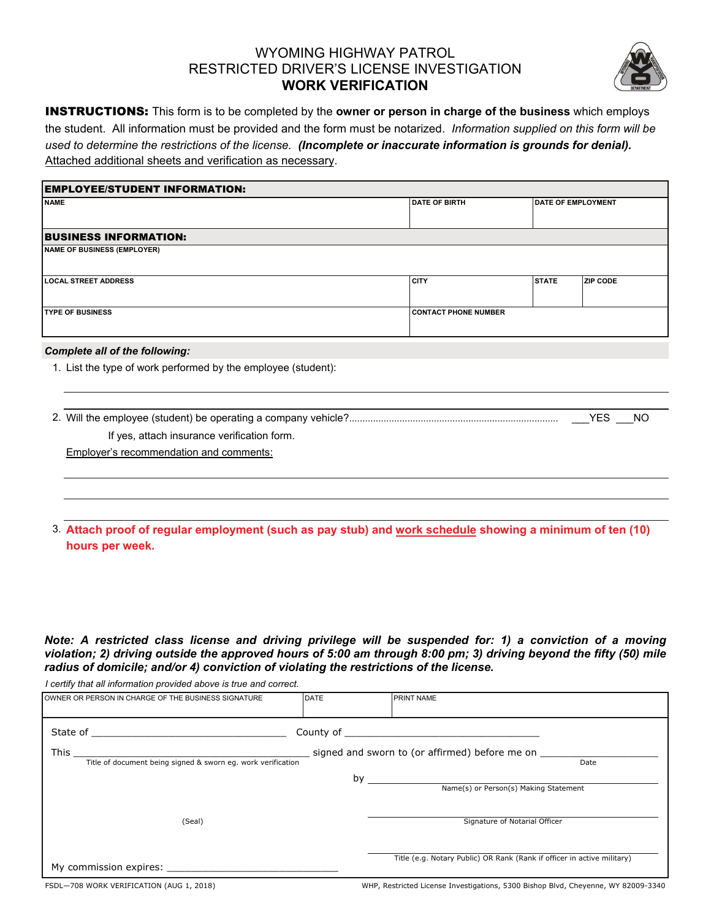# WYOMING HIGHWAY PATROL
## RESTRICTED DRIVER'S LICENSE INVESTIGATION
## WORK VERIFICATION

**INSTRUCTIONS:** This form is to be completed by the **owner or person in charge of the business** which employs the student. All information must be provided and the form must be notarized. *Information supplied on this form will be used to determine the restrictions of the license.* ***(Incomplete or inaccurate information is grounds for denial).*** Attached additional sheets and verification as necessary.

| **EMPLOYEE/STUDENT INFORMATION:** | | | |
|---|---|---|---|
| NAME | DATE OF BIRTH | DATE OF EMPLOYMENT | |

| **BUSINESS INFORMATION:** | | | |
|---|---|---|---|
| NAME OF BUSINESS (EMPLOYER) | | | |
| LOCAL STREET ADDRESS | CITY | STATE | ZIP CODE |
| TYPE OF BUSINESS | CONTACT PHONE NUMBER | | |

***Complete all of the following:***

1. List the type of work performed by the employee (student):

   ___________________________________________

2. Will the employee (student) be operating a company vehicle?............ ___YES ___NO

   If yes, attach insurance verification form.

   Employer's recommendation and comments:

   ___________________________________________

   ___________________________________________

   ___________________________________________

3. **Attach proof of regular employment (such as pay stub) and work schedule showing a minimum of ten (10) hours per week.**

***Note: A restricted class license and driving privilege will be suspended for: 1) a conviction of a moving violation; 2) driving outside the approved hours of 5:00 am through 8:00 pm; 3) driving beyond the fifty (50) mile radius of domicile; and/or 4) conviction of violating the restrictions of the license.***

*I certify that all information provided above is true and correct.*

| OWNER OR PERSON IN CHARGE OF THE BUSINESS SIGNATURE | DATE | PRINT NAME |
|---|---|---|
| | | |

State of ______________________ County of ______________________

This ______________________ signed and sworn to (or affirmed) before me on ______________________
Title of document being signed & sworn eg. work verification — Date

by ______________________
Name(s) or Person(s) Making Statement

(Seal)

______________________
Signature of Notarial Officer

______________________
Title (e.g. Notary Public) OR Rank (Rank if officer in active military)

My commission expires: ______________________

FSDL—708 WORK VERIFICATION (AUG 1, 2018) WHP, Restricted License Investigations, 5300 Bishop Blvd, Cheyenne, WY 82009-3340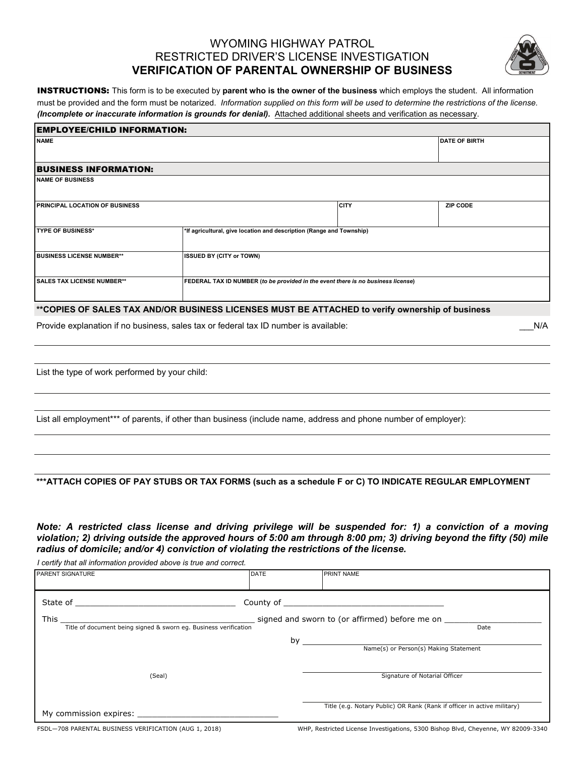# WYOMING HIGHWAY PATROL
# RESTRICTED DRIVER'S LICENSE INVESTIGATION
# VERIFICATION OF PARENTAL OWNERSHIP OF BUSINESS

**INSTRUCTIONS:** This form is to be executed by **parent who is the owner of the business** which employs the student. All information must be provided and the form must be notarized. *Information supplied on this form will be used to determine the restrictions of the license.* ***(Incomplete or inaccurate information is grounds for denial).*** Attached additional sheets and verification as necessary.

| **EMPLOYEE/CHILD INFORMATION:** | | |
|---|---|---|
| NAME | | DATE OF BIRTH |
| **BUSINESS INFORMATION:** | | |
| NAME OF BUSINESS | | |
| PRINCIPAL LOCATION OF BUSINESS | CITY | ZIP CODE |
| TYPE OF BUSINESS* | *If agricultural, give location and description (Range and Township) | |
| BUSINESS LICENSE NUMBER** | ISSUED BY (CITY or TOWN) | |
| SALES TAX LICENSE NUMBER** | FEDERAL TAX ID NUMBER (*to be provided in the event there is no business license*) | |

**\*\*COPIES OF SALES TAX AND/OR BUSINESS LICENSES MUST BE ATTACHED to verify ownership of business**

Provide explanation if no business, sales tax or federal tax ID number is available: ___N/A

______________________________________________

______________________________________________

List the type of work performed by your child:

______________________________________________

______________________________________________

List all employment*** of parents, if other than business (include name, address and phone number of employer):

______________________________________________

______________________________________________

**\*\*\*ATTACH COPIES OF PAY STUBS OR TAX FORMS (such as a schedule F or C) TO INDICATE REGULAR EMPLOYMENT**

***Note: A restricted class license and driving privilege will be suspended for: 1) a conviction of a moving violation; 2) driving outside the approved hours of 5:00 am through 8:00 pm; 3) driving beyond the fifty (50) mile radius of domicile; and/or 4) conviction of violating the restrictions of the license.***

*I certify that all information provided above is true and correct.*

| PARENT SIGNATURE | DATE | PRINT NAME |
|---|---|---|
| | | |

State of ______________________ County of ______________________

This ______________________ signed and sworn to (or affirmed) before me on ______________________
Title of document being signed & sworn eg. Business verification — Date

by ______________________
Name(s) or Person(s) Making Statement

(Seal)

______________________
Signature of Notarial Officer

______________________
Title (e.g. Notary Public) OR Rank (Rank if officer in active military)

My commission expires: ______________________

FSDL—708 PARENTAL BUSINESS VERIFICATION (AUG 1, 2018) WHP, Restricted License Investigations, 5300 Bishop Blvd, Cheyenne, WY 82009-3340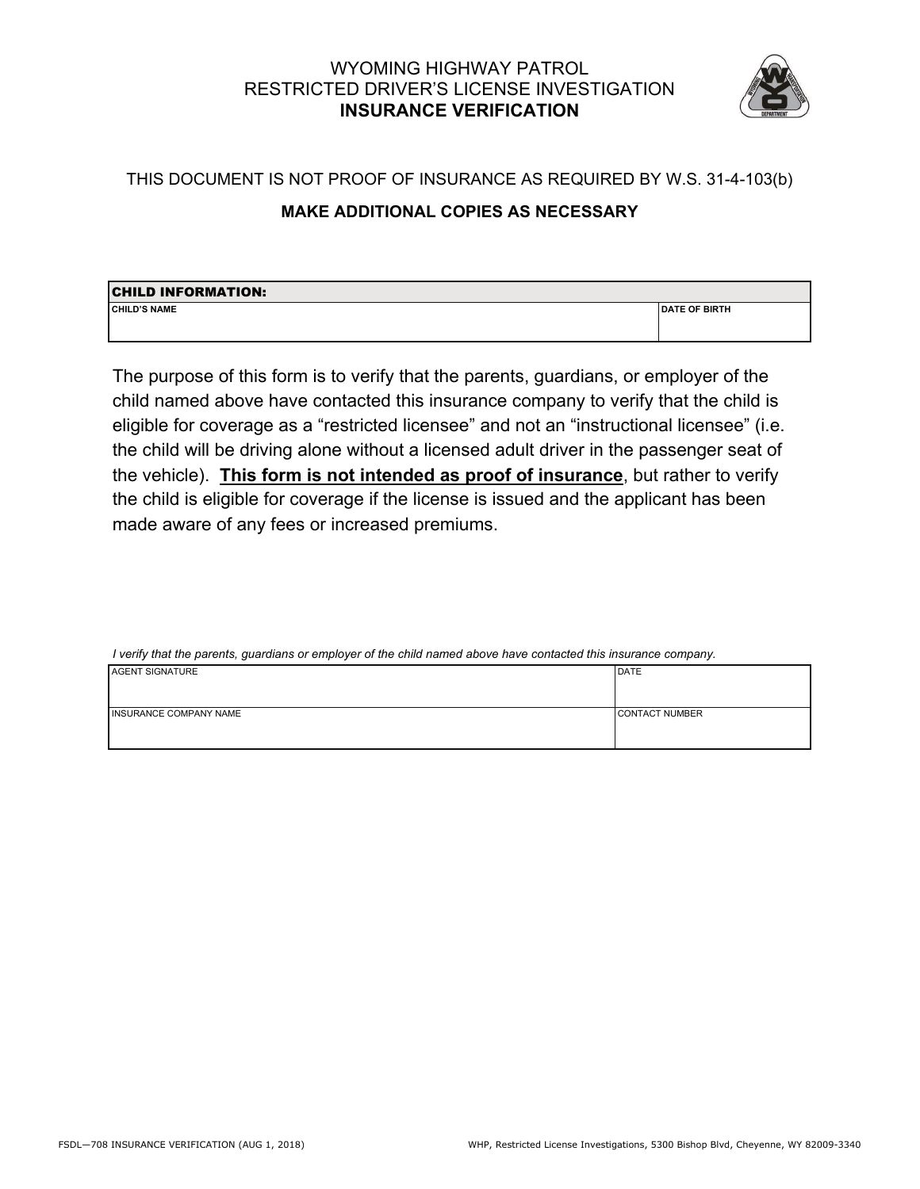# WYOMING HIGHWAY PATROL
# RESTRICTED DRIVER'S LICENSE INVESTIGATION
# **INSURANCE VERIFICATION**

THIS DOCUMENT IS NOT PROOF OF INSURANCE AS REQUIRED BY W.S. 31-4-103(b)

**MAKE ADDITIONAL COPIES AS NECESSARY**

| **CHILD INFORMATION:** | |
|---|---|
| **CHILD'S NAME** | **DATE OF BIRTH** |
| | |

The purpose of this form is to verify that the parents, guardians, or employer of the child named above have contacted this insurance company to verify that the child is eligible for coverage as a "restricted licensee" and not an "instructional licensee" (i.e. the child will be driving alone without a licensed adult driver in the passenger seat of the vehicle). **This form is not intended as proof of insurance**, but rather to verify the child is eligible for coverage if the license is issued and the applicant has been made aware of any fees or increased premiums.

*I verify that the parents, guardians or employer of the child named above have contacted this insurance company.*

| | |
|---|---|
| AGENT SIGNATURE | DATE |
| INSURANCE COMPANY NAME | CONTACT NUMBER |

FSDL—708 INSURANCE VERIFICATION (AUG 1, 2018)

WHP, Restricted License Investigations, 5300 Bishop Blvd, Cheyenne, WY 82009-3340